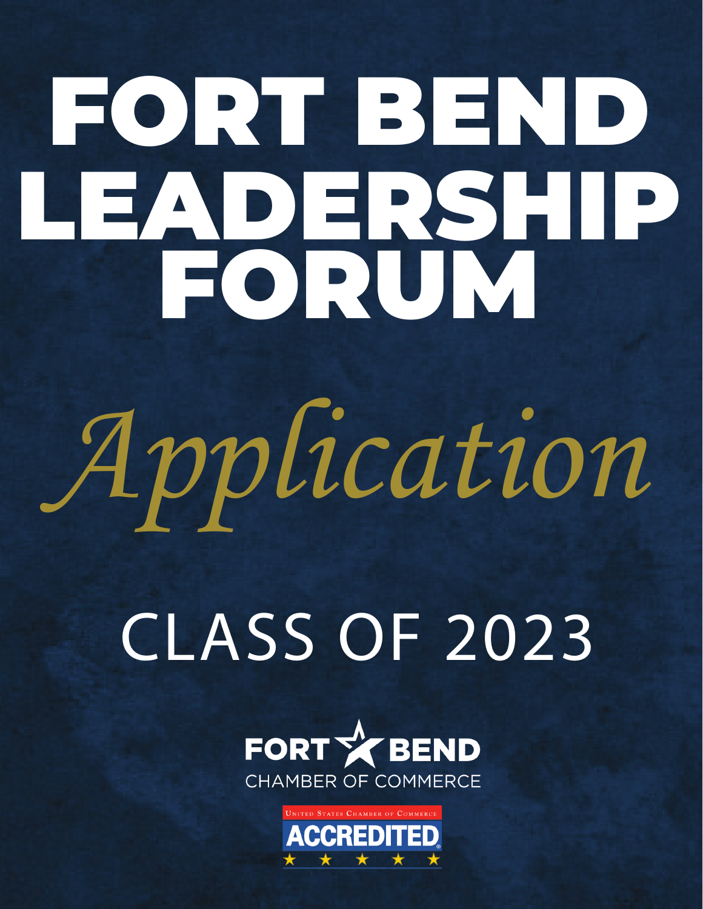# FORT BEND LEADERSHIP FORUM

## *Application*

## CLASS OF 2023

FORT BEND

CHAMBER OF COMMERCE

UNITED STATES CHAMBER OF COMMERCE

ACCREDITED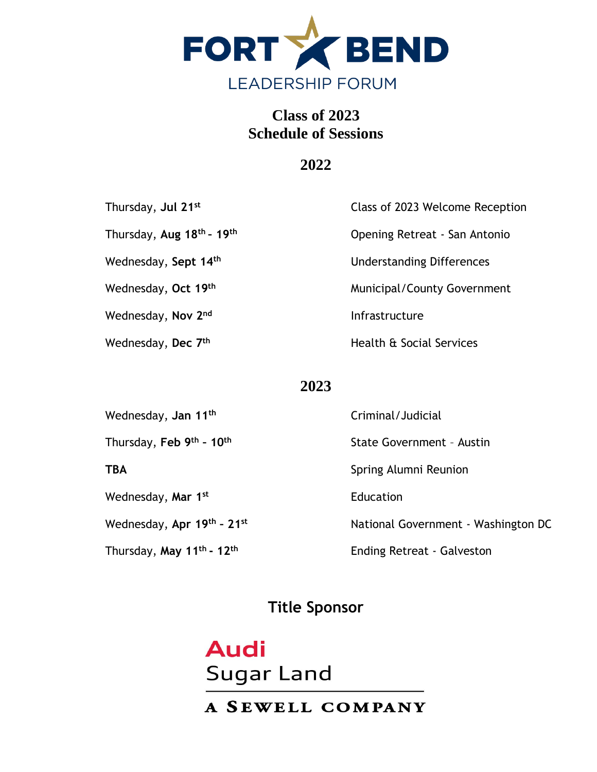# FORT BEND LEADERSHIP FORUM

## Class of 2023
## Schedule of Sessions

### 2022

| | |
|---|---|
| Thursday, **Jul 21st** | Class of 2023 Welcome Reception |
| Thursday, **Aug 18th - 19th** | Opening Retreat - San Antonio |
| Wednesday, **Sept 14th** | Understanding Differences |
| Wednesday, **Oct 19th** | Municipal/County Government |
| Wednesday, **Nov 2nd** | Infrastructure |
| Wednesday, **Dec 7th** | Health & Social Services |

### 2023

| | |
|---|---|
| Wednesday, **Jan 11th** | Criminal/Judicial |
| Thursday, **Feb 9th - 10th** | State Government – Austin |
| **TBA** | Spring Alumni Reunion |
| Wednesday, **Mar 1st** | Education |
| Wednesday, **Apr 19th - 21st** | National Government - Washington DC |
| Thursday, **May 11th - 12th** | Ending Retreat - Galveston |

**Title Sponsor**

Audi
Sugar Land

A SEWELL COMPANY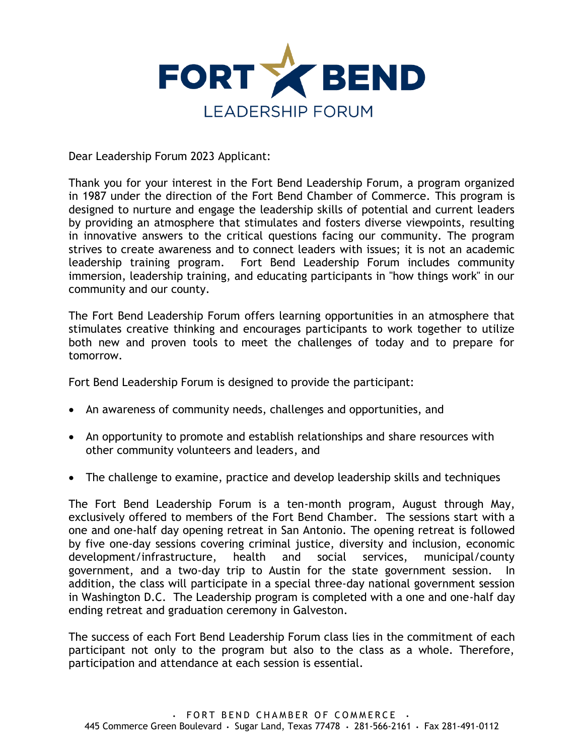# FORT BEND

## LEADERSHIP FORUM

Dear Leadership Forum 2023 Applicant:

Thank you for your interest in the Fort Bend Leadership Forum, a program organized in 1987 under the direction of the Fort Bend Chamber of Commerce. This program is designed to nurture and engage the leadership skills of potential and current leaders by providing an atmosphere that stimulates and fosters diverse viewpoints, resulting in innovative answers to the critical questions facing our community. The program strives to create awareness and to connect leaders with issues; it is not an academic leadership training program. Fort Bend Leadership Forum includes community immersion, leadership training, and educating participants in "how things work" in our community and our county.

The Fort Bend Leadership Forum offers learning opportunities in an atmosphere that stimulates creative thinking and encourages participants to work together to utilize both new and proven tools to meet the challenges of today and to prepare for tomorrow.

Fort Bend Leadership Forum is designed to provide the participant:

- An awareness of community needs, challenges and opportunities, and
- An opportunity to promote and establish relationships and share resources with other community volunteers and leaders, and
- The challenge to examine, practice and develop leadership skills and techniques

The Fort Bend Leadership Forum is a ten-month program, August through May, exclusively offered to members of the Fort Bend Chamber. The sessions start with a one and one-half day opening retreat in San Antonio. The opening retreat is followed by five one-day sessions covering criminal justice, diversity and inclusion, economic development/infrastructure, health and social services, municipal/county government, and a two-day trip to Austin for the state government session. In addition, the class will participate in a special three-day national government session in Washington D.C. The Leadership program is completed with a one and one-half day ending retreat and graduation ceremony in Galveston.

The success of each Fort Bend Leadership Forum class lies in the commitment of each participant not only to the program but also to the class as a whole. Therefore, participation and attendance at each session is essential.

• FORT BEND CHAMBER OF COMMERCE •
445 Commerce Green Boulevard • Sugar Land, Texas 77478 • 281-566-2161 • Fax 281-491-0112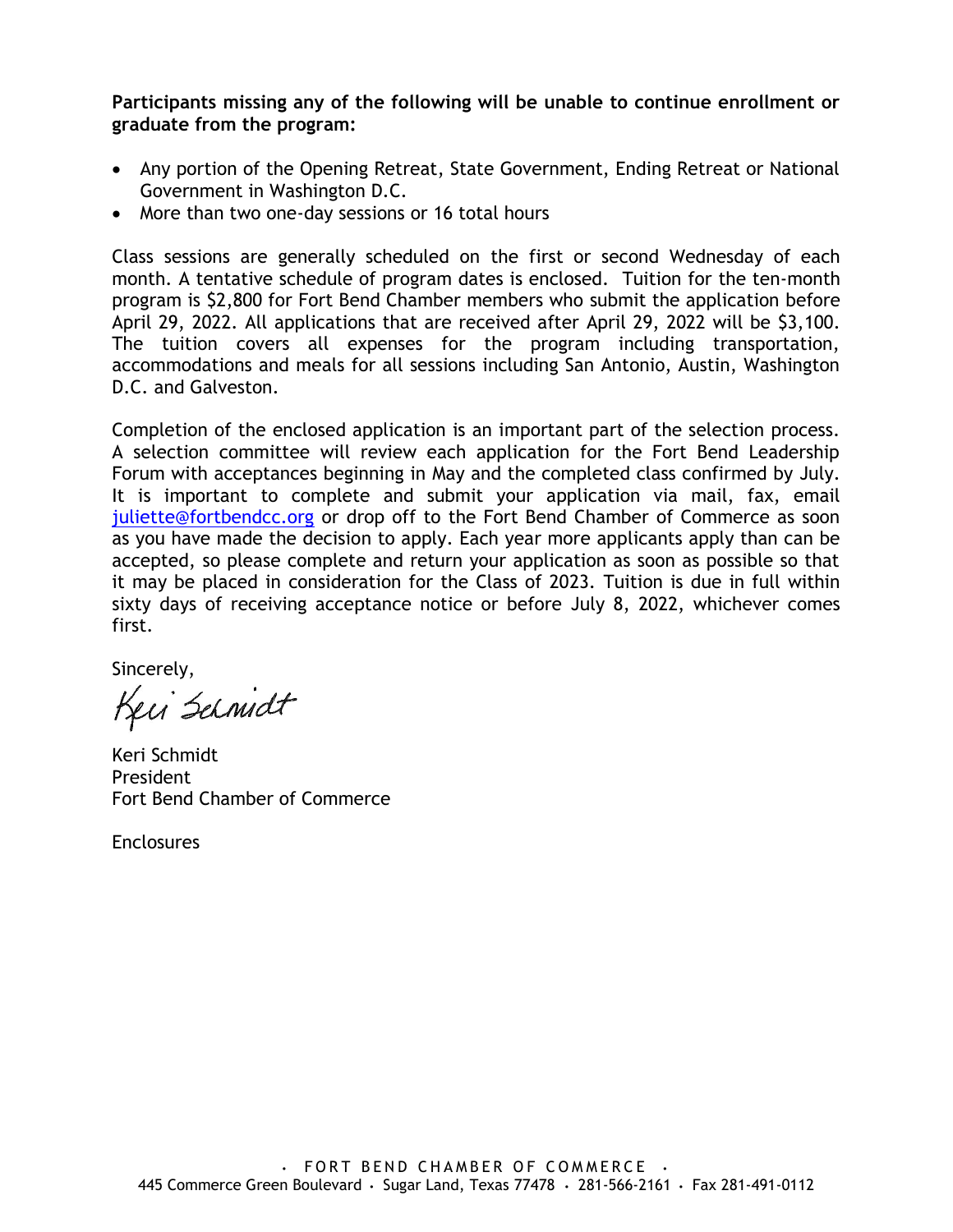**Participants missing any of the following will be unable to continue enrollment or graduate from the program:**

- Any portion of the Opening Retreat, State Government, Ending Retreat or National Government in Washington D.C.
- More than two one-day sessions or 16 total hours

Class sessions are generally scheduled on the first or second Wednesday of each month. A tentative schedule of program dates is enclosed. Tuition for the ten-month program is $2,800 for Fort Bend Chamber members who submit the application before April 29, 2022. All applications that are received after April 29, 2022 will be $3,100. The tuition covers all expenses for the program including transportation, accommodations and meals for all sessions including San Antonio, Austin, Washington D.C. and Galveston.

Completion of the enclosed application is an important part of the selection process. A selection committee will review each application for the Fort Bend Leadership Forum with acceptances beginning in May and the completed class confirmed by July. It is important to complete and submit your application via mail, fax, email juliette@fortbendcc.org or drop off to the Fort Bend Chamber of Commerce as soon as you have made the decision to apply. Each year more applicants apply than can be accepted, so please complete and return your application as soon as possible so that it may be placed in consideration for the Class of 2023. Tuition is due in full within sixty days of receiving acceptance notice or before July 8, 2022, whichever comes first.

Sincerely,

Keri Schmidt

Keri Schmidt
President
Fort Bend Chamber of Commerce

Enclosures

• FORT BEND CHAMBER OF COMMERCE •
445 Commerce Green Boulevard • Sugar Land, Texas 77478 • 281-566-2161 • Fax 281-491-0112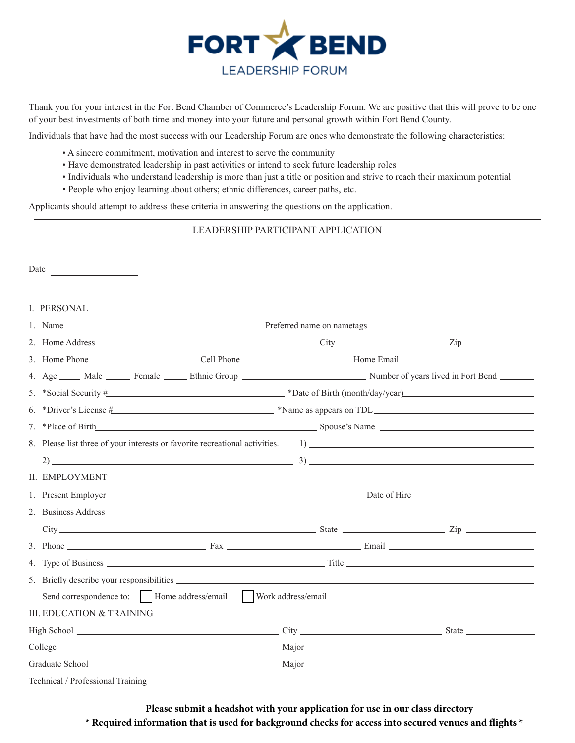# FORT BEND LEADERSHIP FORUM

Thank you for your interest in the Fort Bend Chamber of Commerce's Leadership Forum. We are positive that this will prove to be one of your best investments of both time and money into your future and personal growth within Fort Bend County.

Individuals that have had the most success with our Leadership Forum are ones who demonstrate the following characteristics:

- A sincere commitment, motivation and interest to serve the community
- Have demonstrated leadership in past activities or intend to seek future leadership roles
- Individuals who understand leadership is more than just a title or position and strive to reach their maximum potential
- People who enjoy learning about others; ethnic differences, career paths, etc.

Applicants should attempt to address these criteria in answering the questions on the application.

---

## LEADERSHIP PARTICIPANT APPLICATION

Date ____________________

### I. PERSONAL

1. Name ______________________________ Preferred name on nametags ______________________________
2. Home Address ______________________________ City ____________________ Zip ______________
3. Home Phone ____________________ Cell Phone ____________________ Home Email ______________________
4. Age _____ Male _____ Female _____ Ethnic Group ______________________ Number of years lived in Fort Bend _______
5. *Social Security #______________________________ *Date of Birth (month/day/year)______________________
6. *Driver's License #______________________________ *Name as appears on TDL______________________
7. *Place of Birth______________________________ Spouse's Name ______________________
8. Please list three of your interests or favorite recreational activities. 1) ______________________

   2) ______________________________ 3) ______________________________

### II. EMPLOYMENT

1. Present Employer ______________________________ Date of Hire ______________________
2. Business Address ______________________________________________________________

   City______________________________ State ____________________ Zip ______________
3. Phone ______________________ Fax ______________________ Email ______________________
4. Type of Business ______________________________ Title ______________________________
5. Briefly describe your responsibilities ______________________________________________

   Send correspondence to: ☐ Home address/email ☐ Work address/email

### III. EDUCATION & TRAINING

High School ______________________________ City ______________________ State ______________

College ______________________________ Major ______________________________

Graduate School ______________________________ Major ______________________________

Technical / Professional Training ______________________________________________

**Please submit a headshot with your application for use in our class directory**

*** Required information that is used for background checks for access into secured venues and flights ***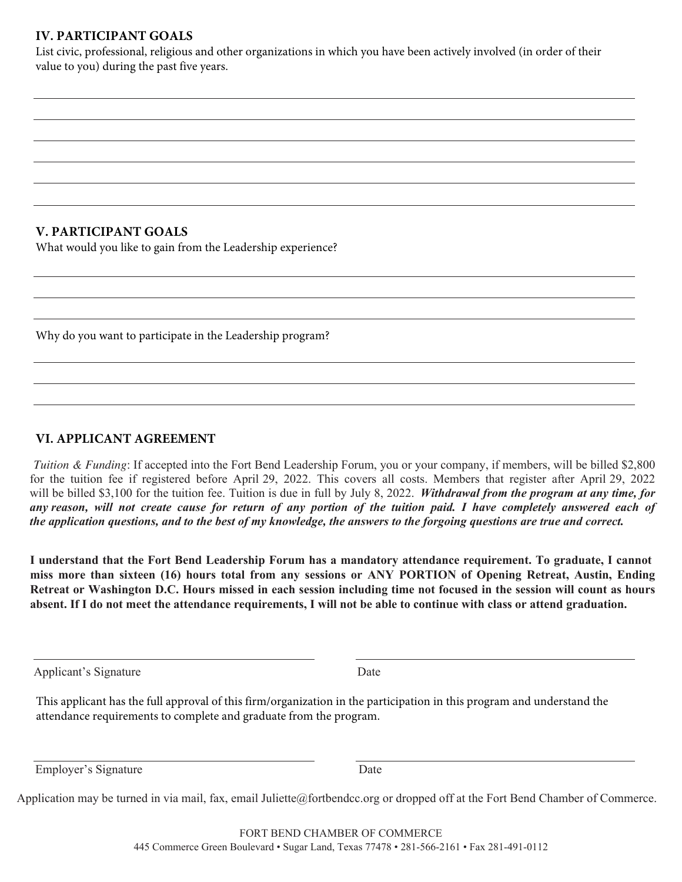## IV. PARTICIPANT GOALS

List civic, professional, religious and other organizations in which you have been actively involved (in order of their value to you) during the past five years.

______________________________________________________________________

______________________________________________________________________

______________________________________________________________________

______________________________________________________________________

______________________________________________________________________

______________________________________________________________________

## V. PARTICIPANT GOALS

What would you like to gain from the Leadership experience?

______________________________________________________________________

______________________________________________________________________

______________________________________________________________________

Why do you want to participate in the Leadership program?

______________________________________________________________________

______________________________________________________________________

______________________________________________________________________

## VI. APPLICANT AGREEMENT

*Tuition & Funding*: If accepted into the Fort Bend Leadership Forum, you or your company, if members, will be billed $2,800 for the tuition fee if registered before April 29, 2022. This covers all costs. Members that register after April 29, 2022 will be billed $3,100 for the tuition fee. Tuition is due in full by July 8, 2022. ***Withdrawal from the program at any time, for any reason, will not create cause for return of any portion of the tuition paid. I have completely answered each of the application questions, and to the best of my knowledge, the answers to the forgoing questions are true and correct.***

**I understand that the Fort Bend Leadership Forum has a mandatory attendance requirement. To graduate, I cannot miss more than sixteen (16) hours total from any sessions or ANY PORTION of Opening Retreat, Austin, Ending Retreat or Washington D.C. Hours missed in each session including time not focused in the session will count as hours absent. If I do not meet the attendance requirements, I will not be able to continue with class or attend graduation.**

______________________________ ______________________________

Applicant's Signature Date

This applicant has the full approval of this firm/organization in the participation in this program and understand the attendance requirements to complete and graduate from the program.

______________________________ ______________________________

Employer's Signature Date

Application may be turned in via mail, fax, email Juliette@fortbendcc.org or dropped off at the Fort Bend Chamber of Commerce.

FORT BEND CHAMBER OF COMMERCE
445 Commerce Green Boulevard • Sugar Land, Texas 77478 • 281-566-2161 • Fax 281-491-0112